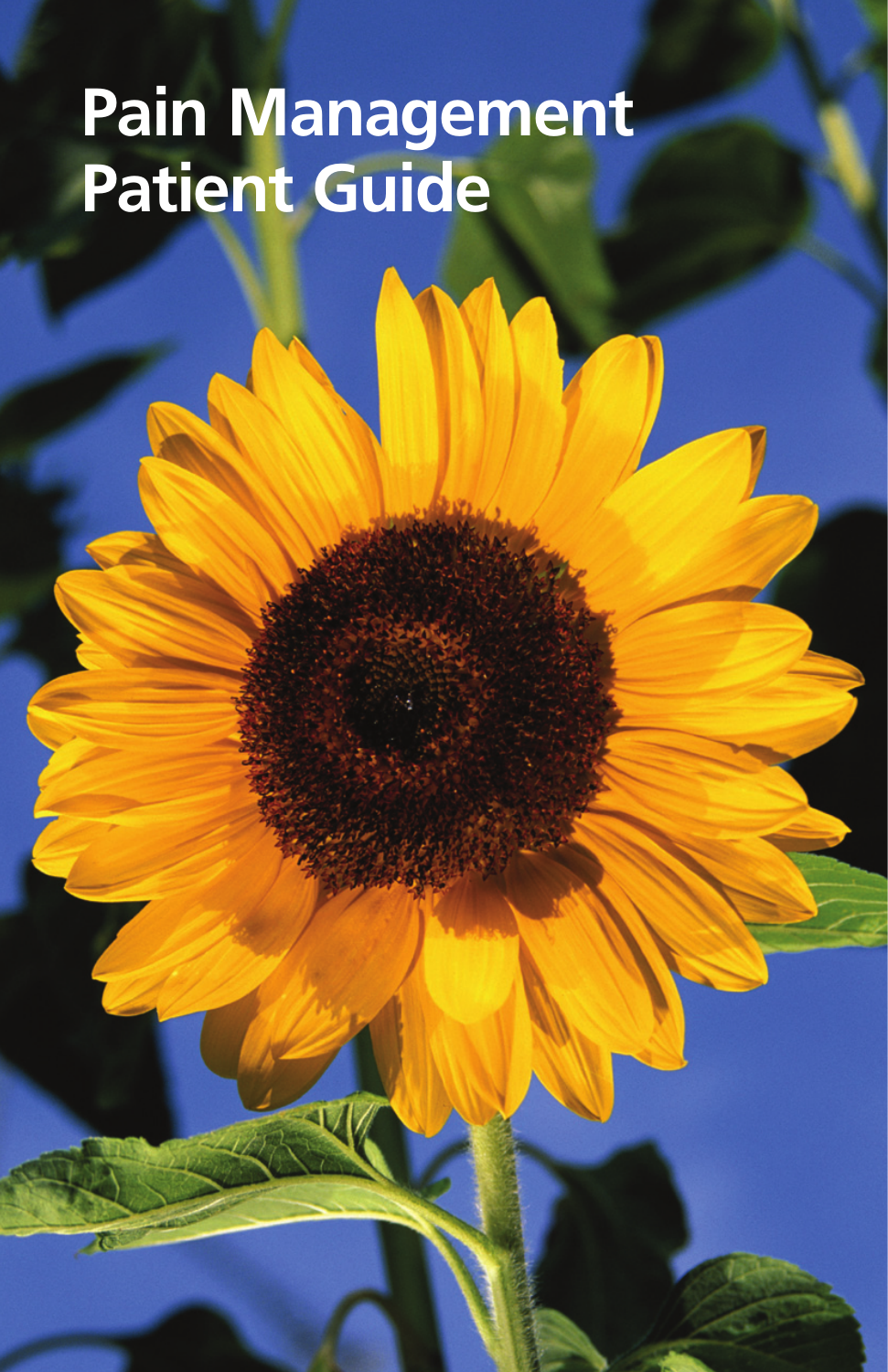# Pain Management Patient Guide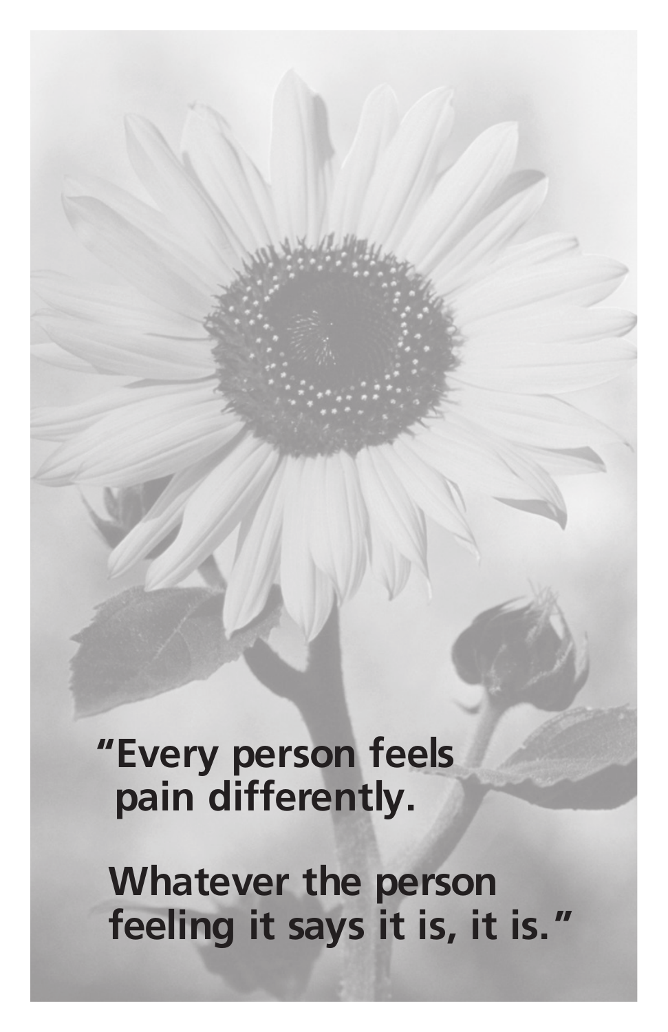"Every person feels pain differently.

Whatever the person feeling it says it is, it is."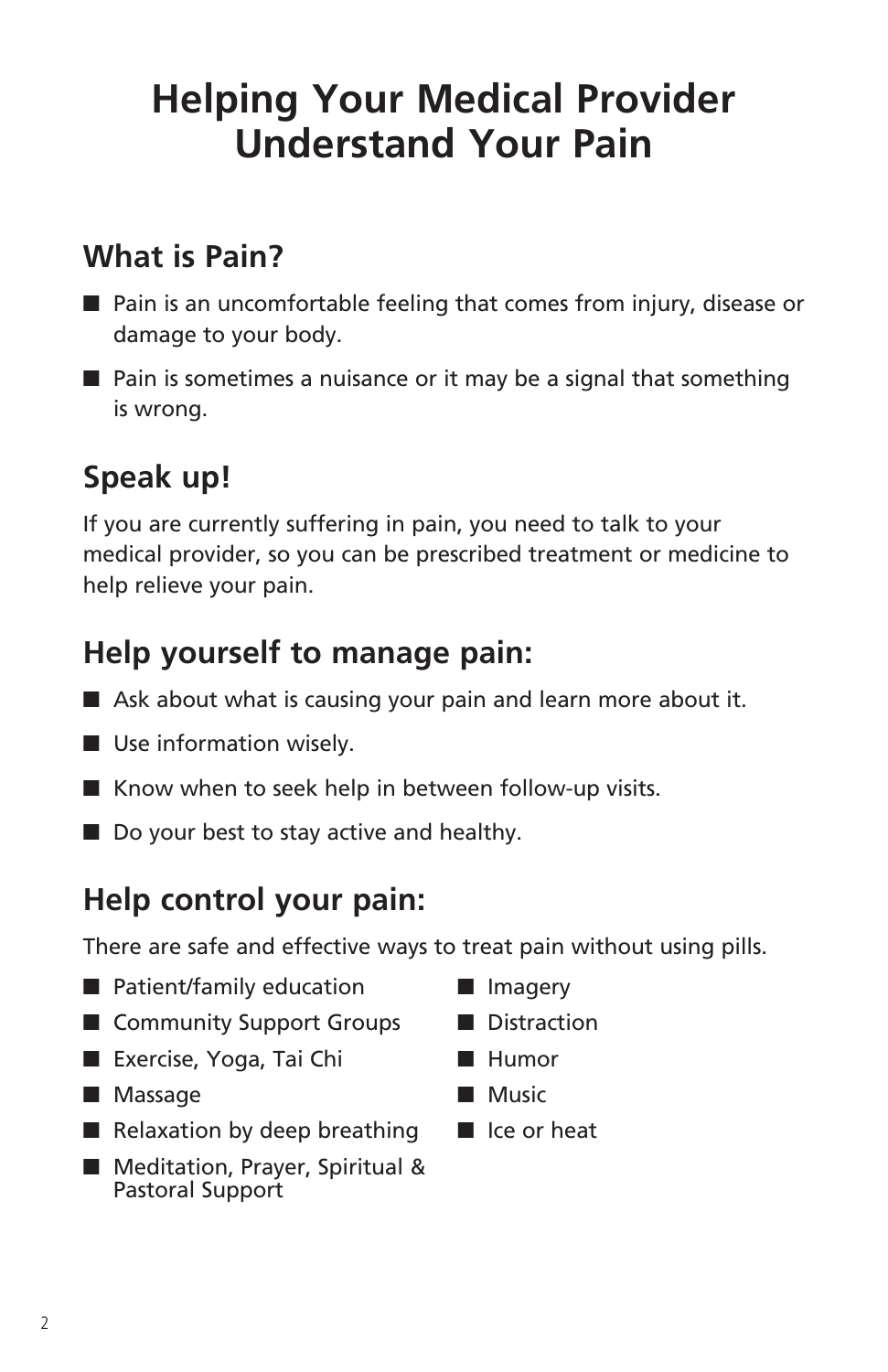# Helping Your Medical Provider Understand Your Pain

## What is Pain?

- Pain is an uncomfortable feeling that comes from injury, disease or damage to your body.
- Pain is sometimes a nuisance or it may be a signal that something is wrong.

## Speak up!

If you are currently suffering in pain, you need to talk to your medical provider, so you can be prescribed treatment or medicine to help relieve your pain.

## Help yourself to manage pain:

- Ask about what is causing your pain and learn more about it.
- Use information wisely.
- Know when to seek help in between follow-up visits.
- Do your best to stay active and healthy.

## Help control your pain:

There are safe and effective ways to treat pain without using pills.

- Patient/family education
- Community Support Groups
- Exercise, Yoga, Tai Chi
- Massage
- Relaxation by deep breathing
- Meditation, Prayer, Spiritual & Pastoral Support
- Imagery
- Distraction
- Humor
- Music
- Ice or heat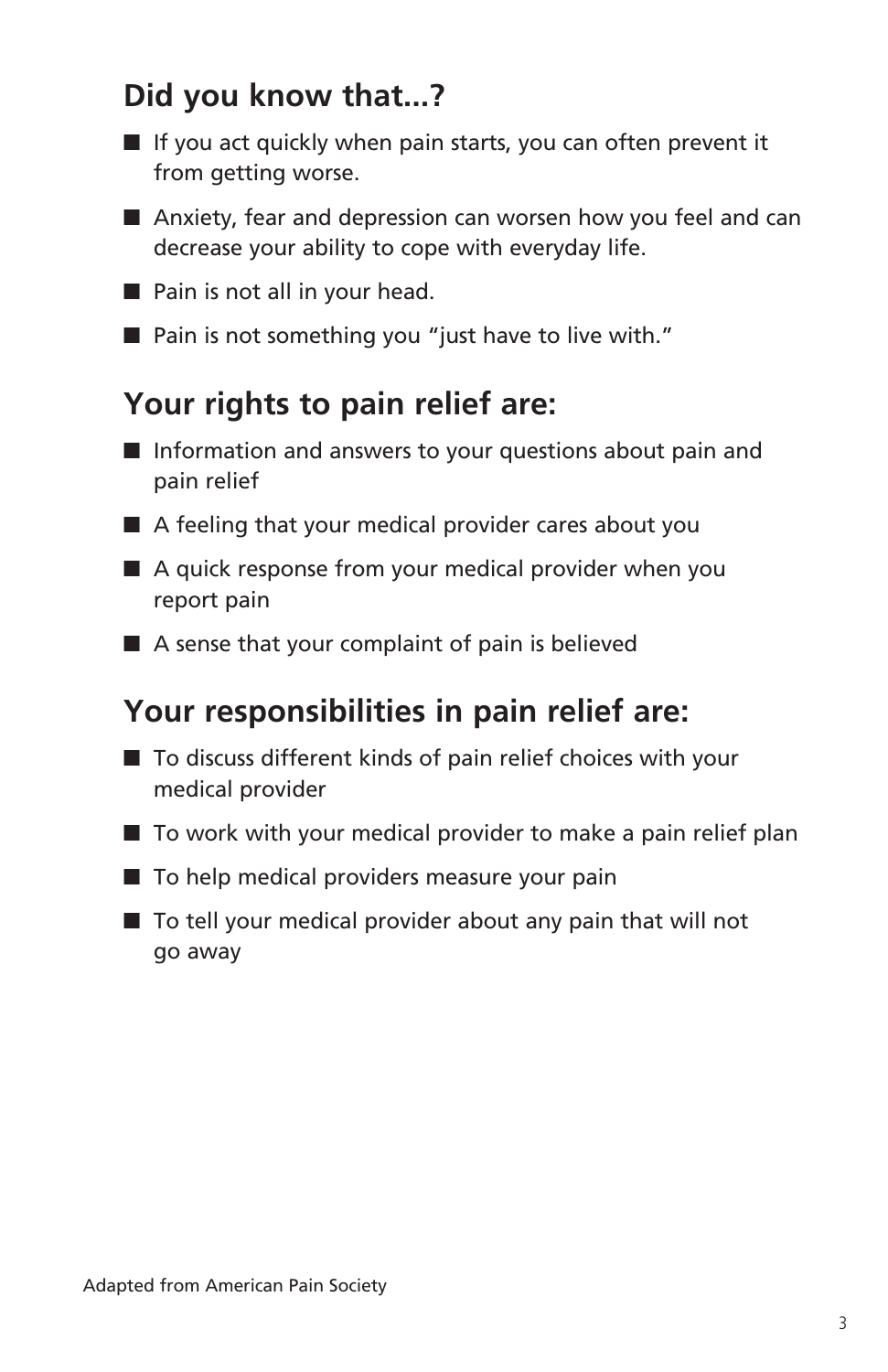## Did you know that...?

- If you act quickly when pain starts, you can often prevent it from getting worse.
- Anxiety, fear and depression can worsen how you feel and can decrease your ability to cope with everyday life.
- Pain is not all in your head.
- Pain is not something you "just have to live with."

## Your rights to pain relief are:

- Information and answers to your questions about pain and pain relief
- A feeling that your medical provider cares about you
- A quick response from your medical provider when you report pain
- A sense that your complaint of pain is believed

## Your responsibilities in pain relief are:

- To discuss different kinds of pain relief choices with your medical provider
- To work with your medical provider to make a pain relief plan
- To help medical providers measure your pain
- To tell your medical provider about any pain that will not go away

Adapted from American Pain Society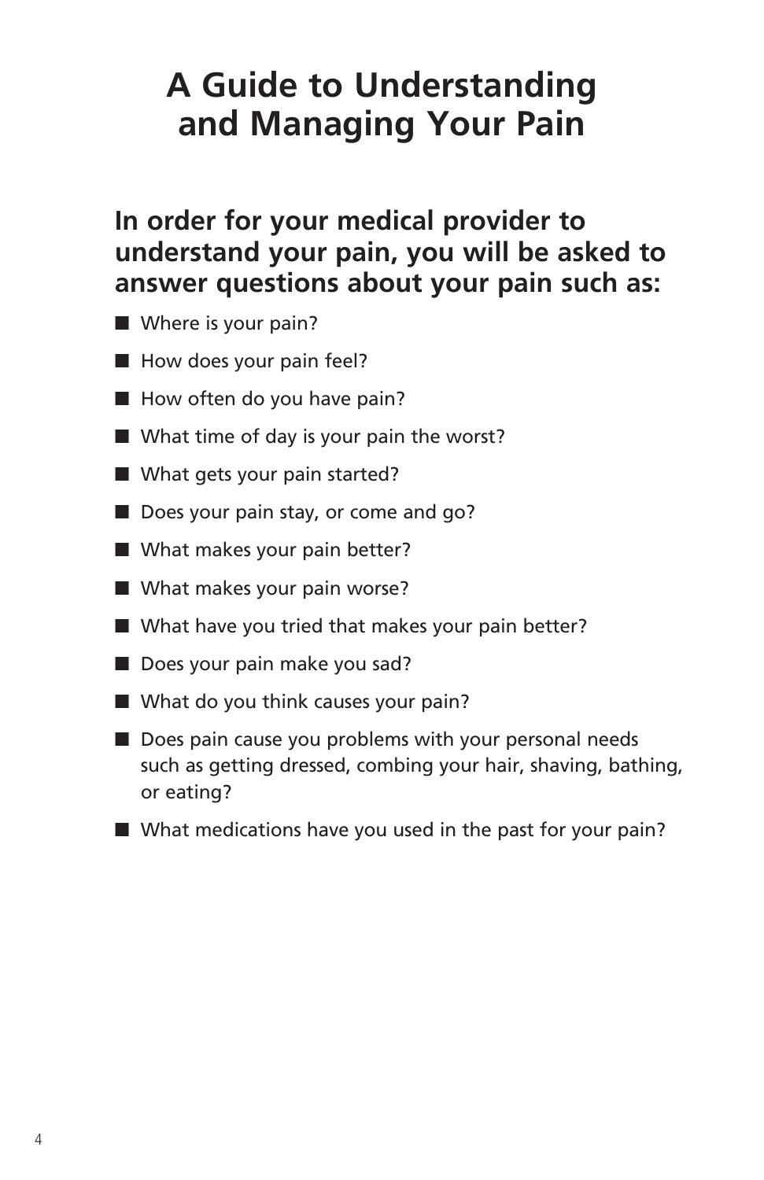# A Guide to Understanding and Managing Your Pain

## In order for your medical provider to understand your pain, you will be asked to answer questions about your pain such as:

- Where is your pain?
- How does your pain feel?
- How often do you have pain?
- What time of day is your pain the worst?
- What gets your pain started?
- Does your pain stay, or come and go?
- What makes your pain better?
- What makes your pain worse?
- What have you tried that makes your pain better?
- Does your pain make you sad?
- What do you think causes your pain?
- Does pain cause you problems with your personal needs such as getting dressed, combing your hair, shaving, bathing, or eating?
- What medications have you used in the past for your pain?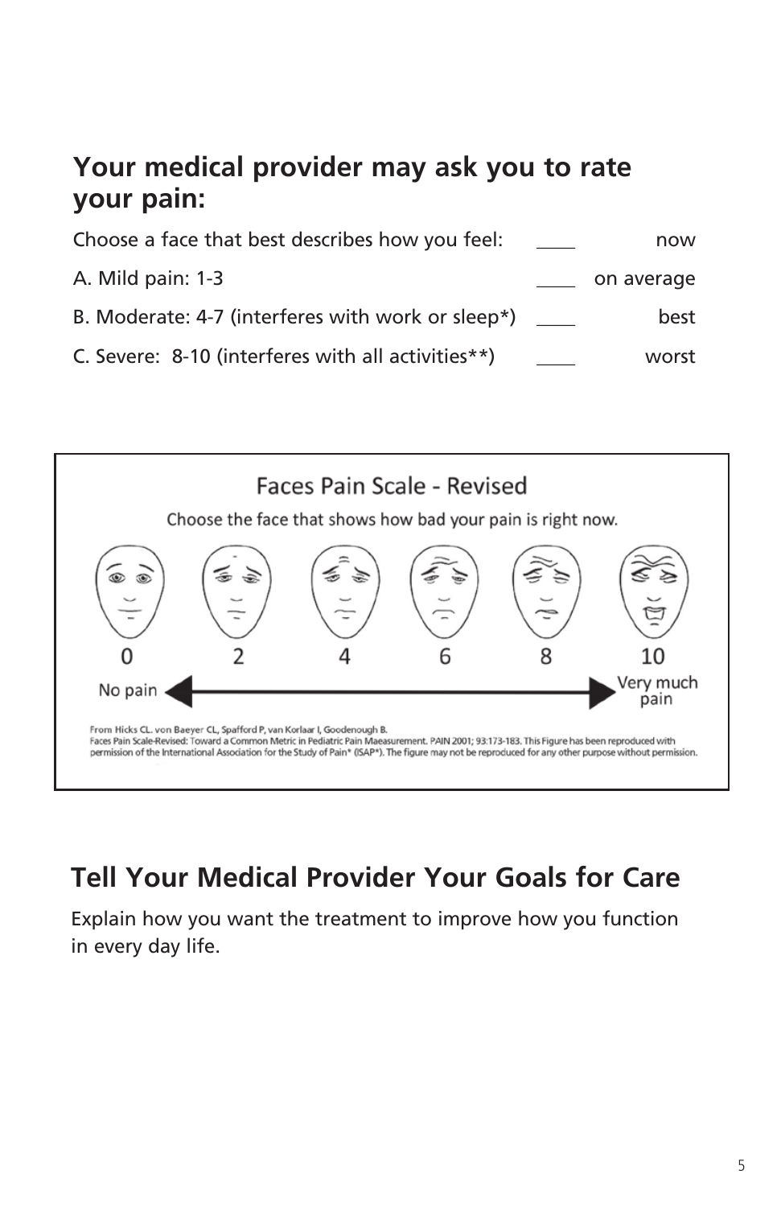## Your medical provider may ask you to rate your pain:

| | | |
|---|---|---|
| Choose a face that best describes how you feel: | ____ | now |
| A. Mild pain: 1-3 | ____ | on average |
| B. Moderate: 4-7 (interferes with work or sleep*) | ____ | best |
| C. Severe: 8-10 (interferes with all activities**) | ____ | worst |

### Faces Pain Scale - Revised

Choose the face that shows how bad your pain is right now.

0 2 4 6 8 10

No pain ◄——► Very much pain

From Hicks CL. von Baeyer CL, Spafford P, van Korlaar I, Goodenough B.
Faces Pain Scale-Revised: Toward a Common Metric in Pediatric Pain Maeasurement. PAIN 2001; 93:173-183. This Figure has been reproduced with permission of the International Association for the Study of Pain* (ISAP*). The figure may not be reproduced for any other purpose without permission.

## Tell Your Medical Provider Your Goals for Care

Explain how you want the treatment to improve how you function in every day life.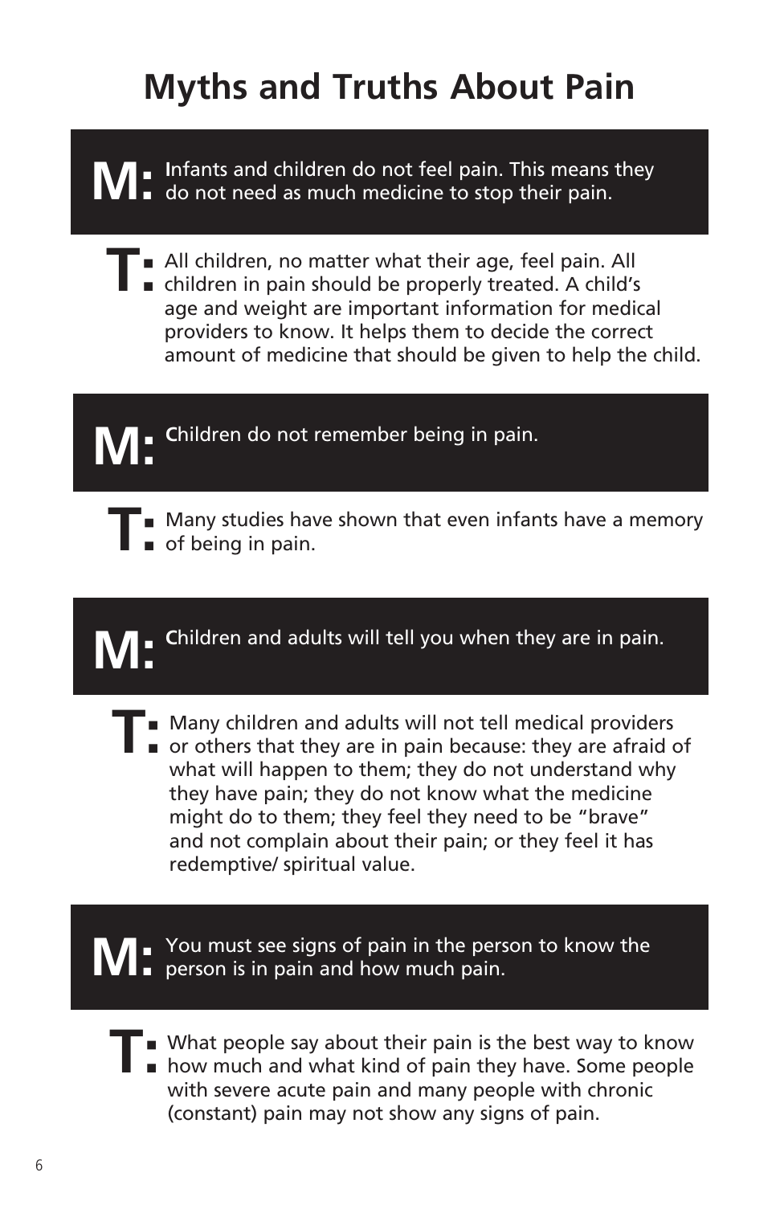# Myths and Truths About Pain

**M:** Infants and children do not feel pain. This means they do not need as much medicine to stop their pain.

**T:** All children, no matter what their age, feel pain. All children in pain should be properly treated. A child's age and weight are important information for medical providers to know. It helps them to decide the correct amount of medicine that should be given to help the child.

**M:** Children do not remember being in pain.

**T:** Many studies have shown that even infants have a memory of being in pain.

**M:** Children and adults will tell you when they are in pain.

**T:** Many children and adults will not tell medical providers or others that they are in pain because: they are afraid of what will happen to them; they do not understand why they have pain; they do not know what the medicine might do to them; they feel they need to be "brave" and not complain about their pain; or they feel it has redemptive/ spiritual value.

**M:** You must see signs of pain in the person to know the person is in pain and how much pain.

**T:** What people say about their pain is the best way to know how much and what kind of pain they have. Some people with severe acute pain and many people with chronic (constant) pain may not show any signs of pain.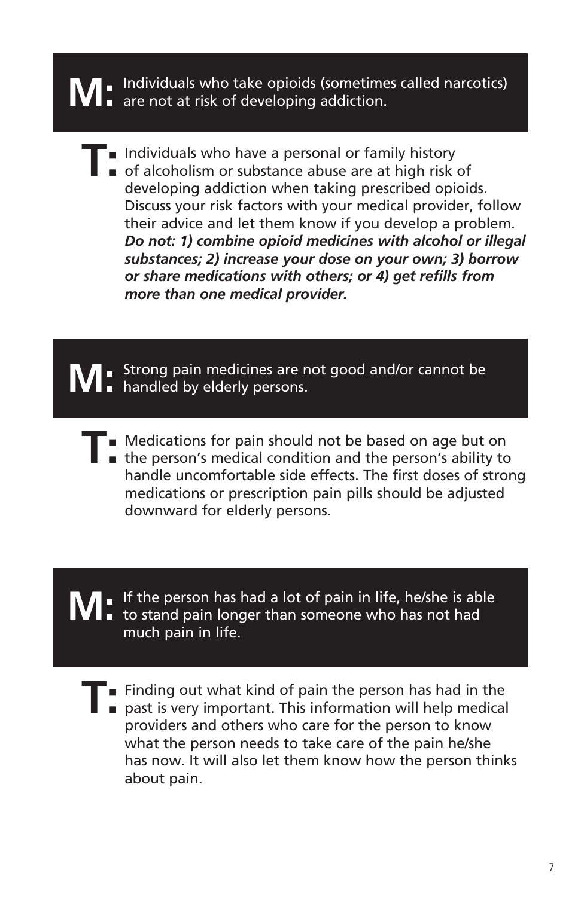**M:** Individuals who take opioids (sometimes called narcotics) are not at risk of developing addiction.

**T:** Individuals who have a personal or family history of alcoholism or substance abuse are at high risk of developing addiction when taking prescribed opioids. Discuss your risk factors with your medical provider, follow their advice and let them know if you develop a problem. ***Do not: 1) combine opioid medicines with alcohol or illegal substances; 2) increase your dose on your own; 3) borrow or share medications with others; or 4) get refills from more than one medical provider.***

**M:** Strong pain medicines are not good and/or cannot be handled by elderly persons.

**T:** Medications for pain should not be based on age but on the person's medical condition and the person's ability to handle uncomfortable side effects. The first doses of strong medications or prescription pain pills should be adjusted downward for elderly persons.

**M:** If the person has had a lot of pain in life, he/she is able to stand pain longer than someone who has not had much pain in life.

**T:** Finding out what kind of pain the person has had in the past is very important. This information will help medical providers and others who care for the person to know what the person needs to take care of the pain he/she has now. It will also let them know how the person thinks about pain.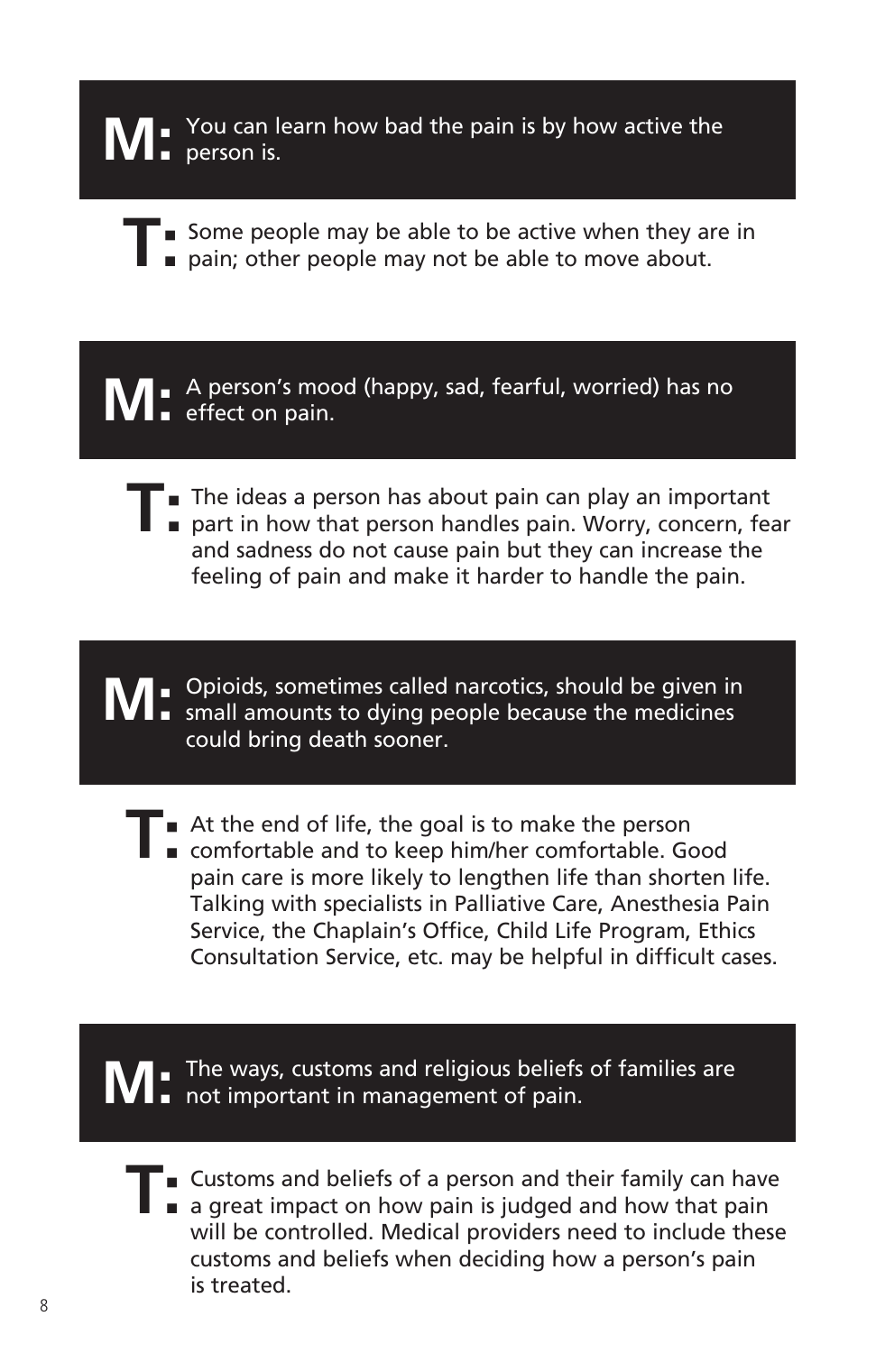**M:** You can learn how bad the pain is by how active the person is.

**T:** Some people may be able to be active when they are in pain; other people may not be able to move about.

**M:** A person's mood (happy, sad, fearful, worried) has no effect on pain.

**T:** The ideas a person has about pain can play an important part in how that person handles pain. Worry, concern, fear and sadness do not cause pain but they can increase the feeling of pain and make it harder to handle the pain.

**M:** Opioids, sometimes called narcotics, should be given in small amounts to dying people because the medicines could bring death sooner.

**T:** At the end of life, the goal is to make the person comfortable and to keep him/her comfortable. Good pain care is more likely to lengthen life than shorten life. Talking with specialists in Palliative Care, Anesthesia Pain Service, the Chaplain's Office, Child Life Program, Ethics Consultation Service, etc. may be helpful in difficult cases.

**M:** The ways, customs and religious beliefs of families are not important in management of pain.

**T:** Customs and beliefs of a person and their family can have a great impact on how pain is judged and how that pain will be controlled. Medical providers need to include these customs and beliefs when deciding how a person's pain is treated.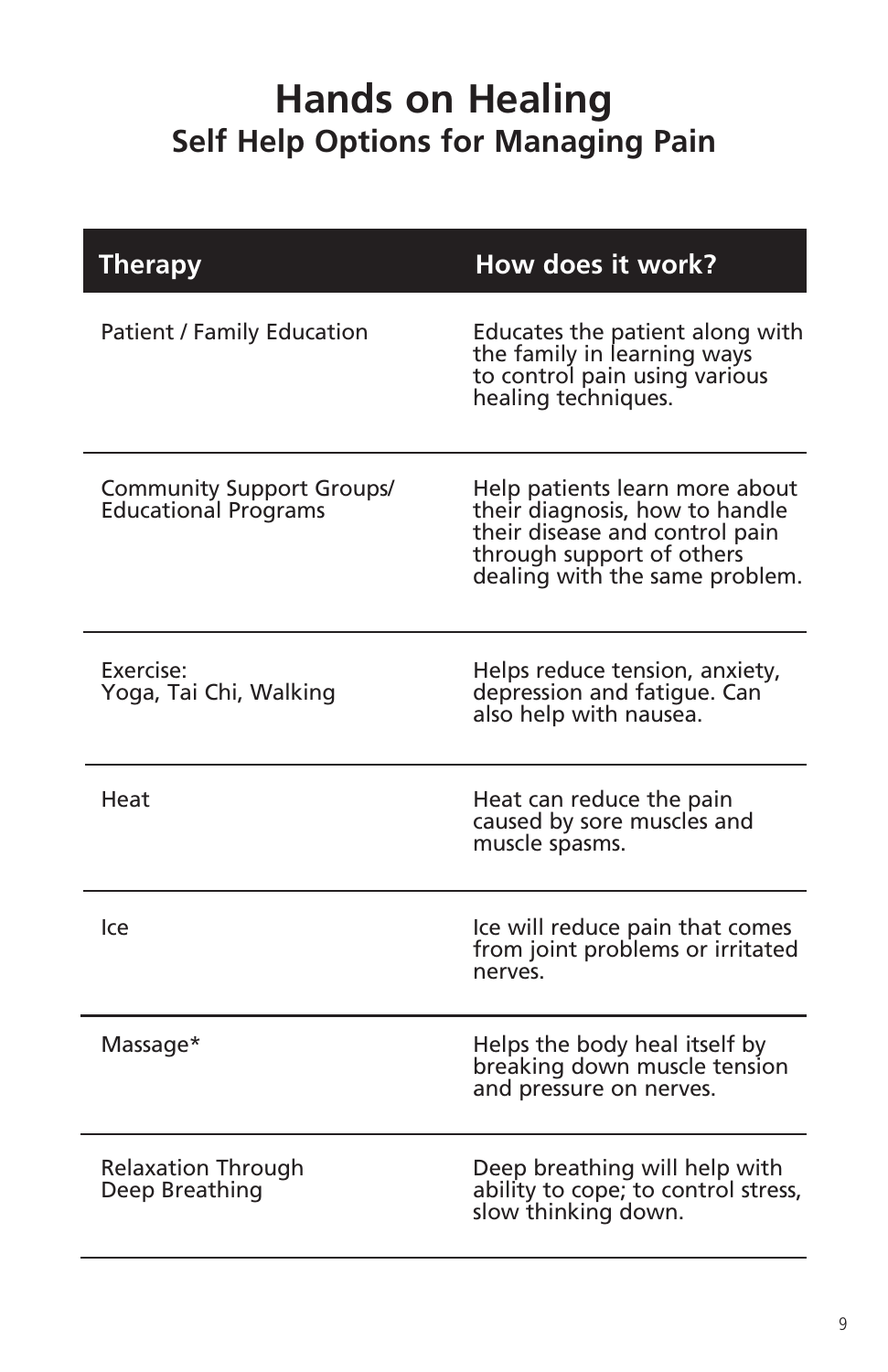# Hands on Healing

## Self Help Options for Managing Pain

| Therapy | How does it work? |
|---|---|
| Patient / Family Education | Educates the patient along with the family in learning ways to control pain using various healing techniques. |
| Community Support Groups/ Educational Programs | Help patients learn more about their diagnosis, how to handle their disease and control pain through support of others dealing with the same problem. |
| Exercise: Yoga, Tai Chi, Walking | Helps reduce tension, anxiety, depression and fatigue. Can also help with nausea. |
| Heat | Heat can reduce the pain caused by sore muscles and muscle spasms. |
| Ice | Ice will reduce pain that comes from joint problems or irritated nerves. |
| Massage* | Helps the body heal itself by breaking down muscle tension and pressure on nerves. |
| Relaxation Through Deep Breathing | Deep breathing will help with ability to cope; to control stress, slow thinking down. |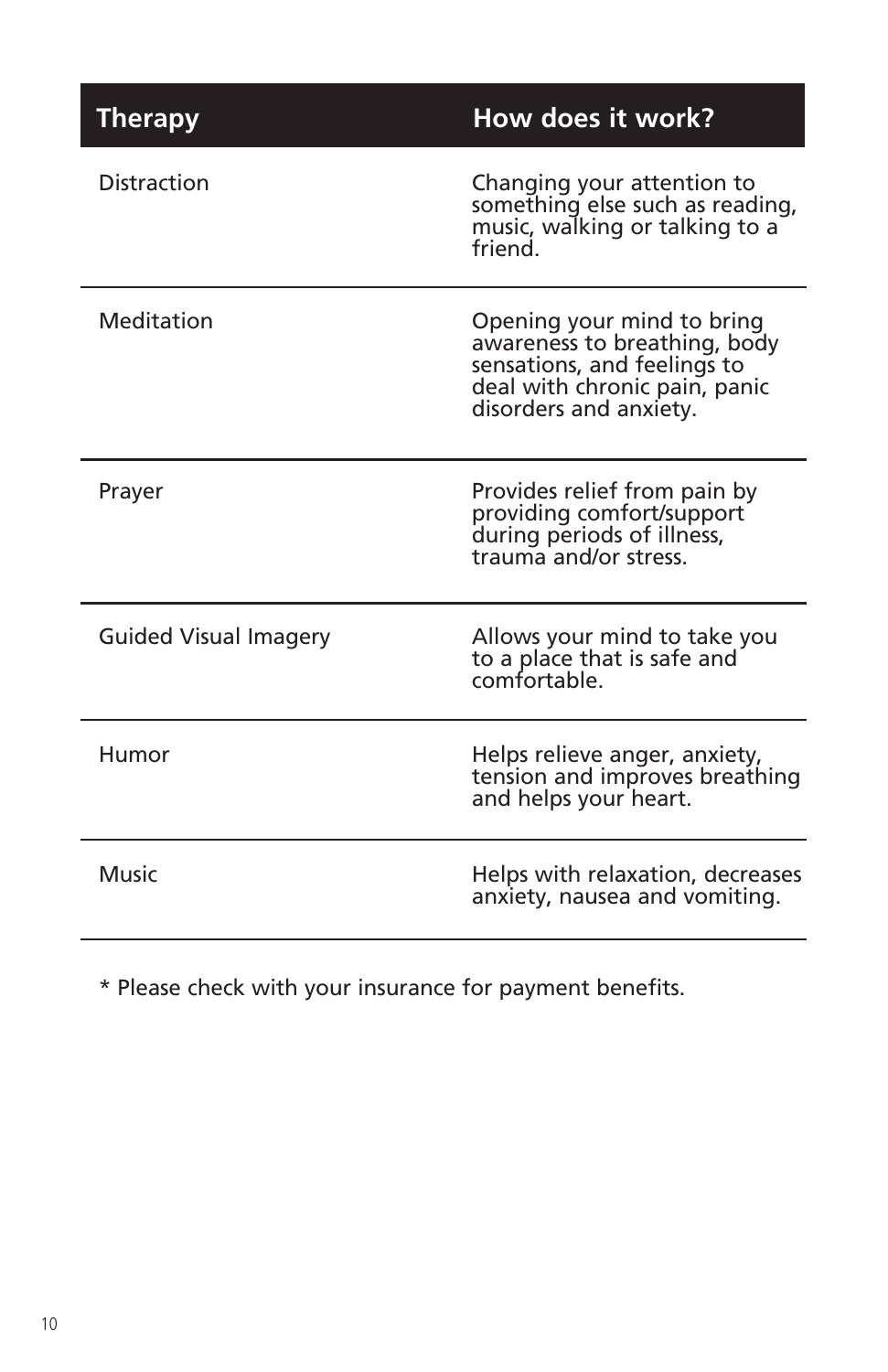| Therapy | How does it work? |
| --- | --- |
| Distraction | Changing your attention to something else such as reading, music, walking or talking to a friend. |
| Meditation | Opening your mind to bring awareness to breathing, body sensations, and feelings to deal with chronic pain, panic disorders and anxiety. |
| Prayer | Provides relief from pain by providing comfort/support during periods of illness, trauma and/or stress. |
| Guided Visual Imagery | Allows your mind to take you to a place that is safe and comfortable. |
| Humor | Helps relieve anger, anxiety, tension and improves breathing and helps your heart. |
| Music | Helps with relaxation, decreases anxiety, nausea and vomiting. |

* Please check with your insurance for payment benefits.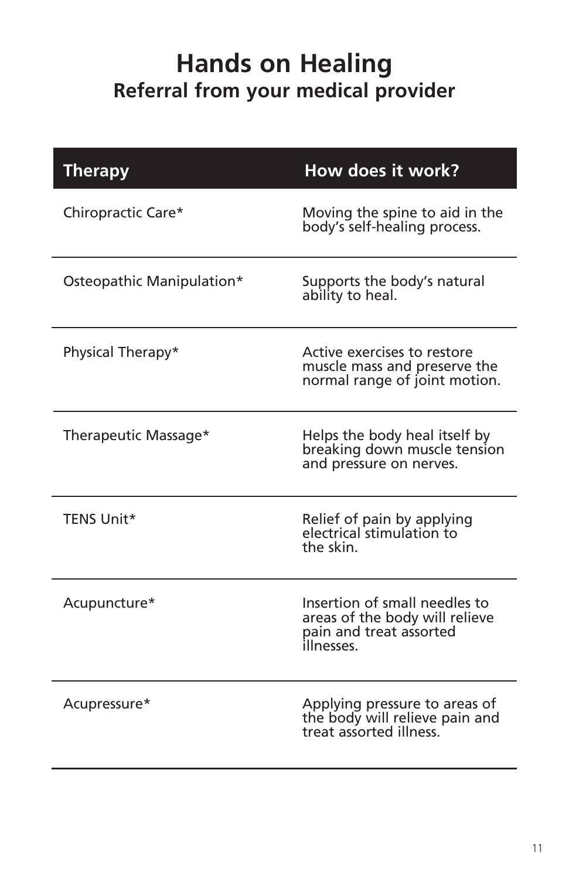# Hands on Healing

## Referral from your medical provider

| Therapy | How does it work? |
|---|---|
| Chiropractic Care* | Moving the spine to aid in the body's self-healing process. |
| Osteopathic Manipulation* | Supports the body's natural ability to heal. |
| Physical Therapy* | Active exercises to restore muscle mass and preserve the normal range of joint motion. |
| Therapeutic Massage* | Helps the body heal itself by breaking down muscle tension and pressure on nerves. |
| TENS Unit* | Relief of pain by applying electrical stimulation to the skin. |
| Acupuncture* | Insertion of small needles to areas of the body will relieve pain and treat assorted illnesses. |
| Acupressure* | Applying pressure to areas of the body will relieve pain and treat assorted illness. |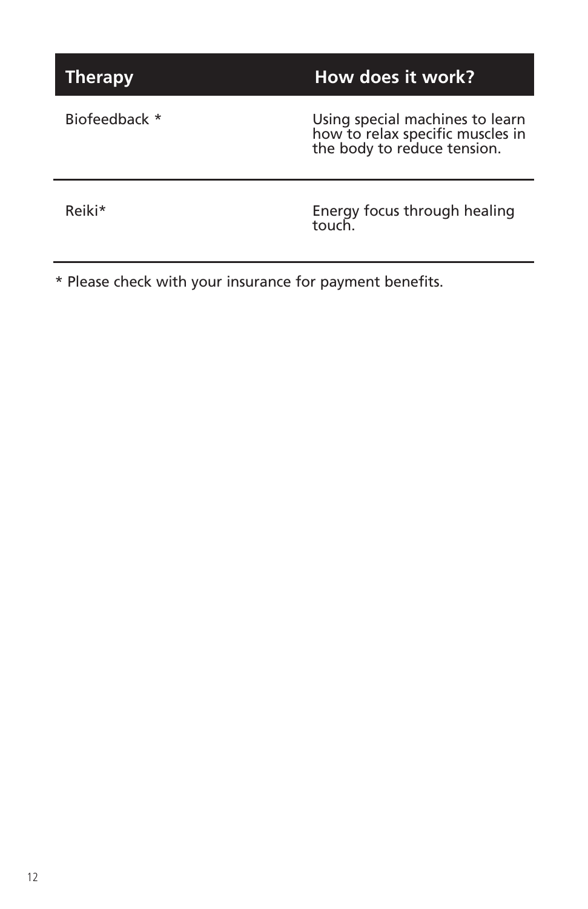| Therapy | How does it work? |
| --- | --- |
| Biofeedback * | Using special machines to learn how to relax specific muscles in the body to reduce tension. |
| Reiki* | Energy focus through healing touch. |

* Please check with your insurance for payment benefits.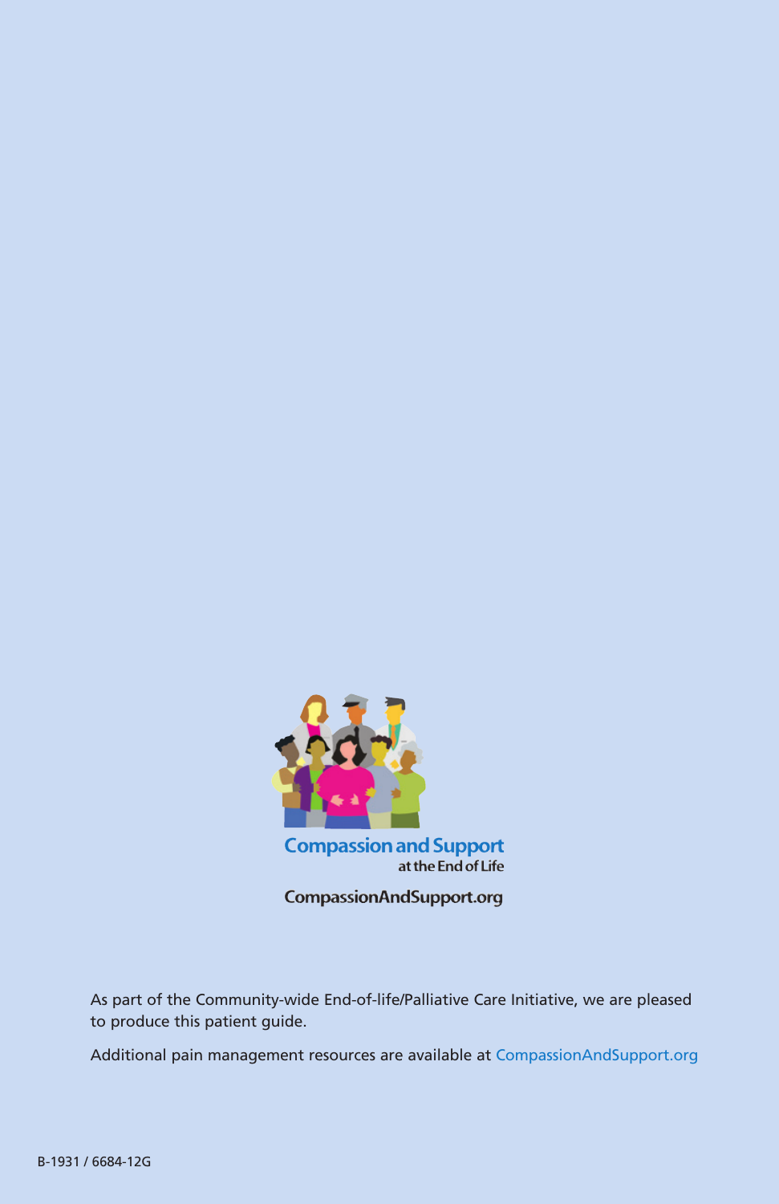Compassion and Support
at the End of Life

CompassionAndSupport.org

As part of the Community-wide End-of-life/Palliative Care Initiative, we are pleased to produce this patient guide.

Additional pain management resources are available at CompassionAndSupport.org

B-1931 / 6684-12G